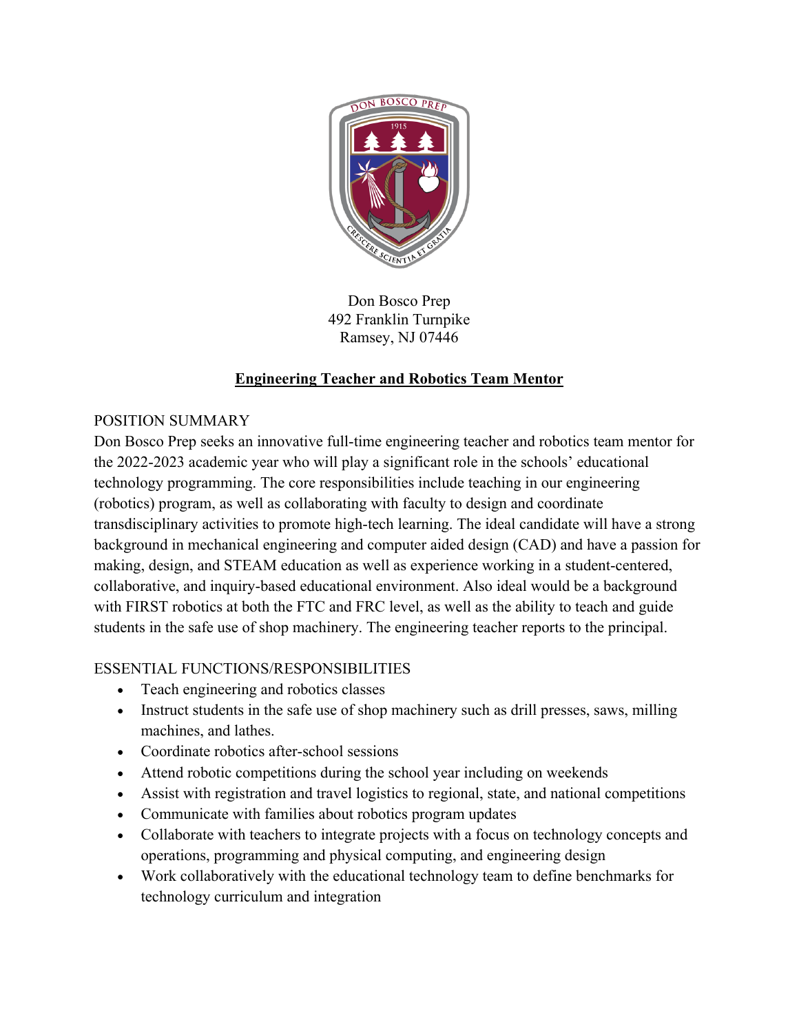Don Bosco Prep
492 Franklin Turnpike
Ramsey, NJ 07446

## Engineering Teacher and Robotics Team Mentor

POSITION SUMMARY

Don Bosco Prep seeks an innovative full-time engineering teacher and robotics team mentor for the 2022-2023 academic year who will play a significant role in the schools' educational technology programming. The core responsibilities include teaching in our engineering (robotics) program, as well as collaborating with faculty to design and coordinate transdisciplinary activities to promote high-tech learning. The ideal candidate will have a strong background in mechanical engineering and computer aided design (CAD) and have a passion for making, design, and STEAM education as well as experience working in a student-centered, collaborative, and inquiry-based educational environment. Also ideal would be a background with FIRST robotics at both the FTC and FRC level, as well as the ability to teach and guide students in the safe use of shop machinery. The engineering teacher reports to the principal.

ESSENTIAL FUNCTIONS/RESPONSIBILITIES

- Teach engineering and robotics classes
- Instruct students in the safe use of shop machinery such as drill presses, saws, milling machines, and lathes.
- Coordinate robotics after-school sessions
- Attend robotic competitions during the school year including on weekends
- Assist with registration and travel logistics to regional, state, and national competitions
- Communicate with families about robotics program updates
- Collaborate with teachers to integrate projects with a focus on technology concepts and operations, programming and physical computing, and engineering design
- Work collaboratively with the educational technology team to define benchmarks for technology curriculum and integration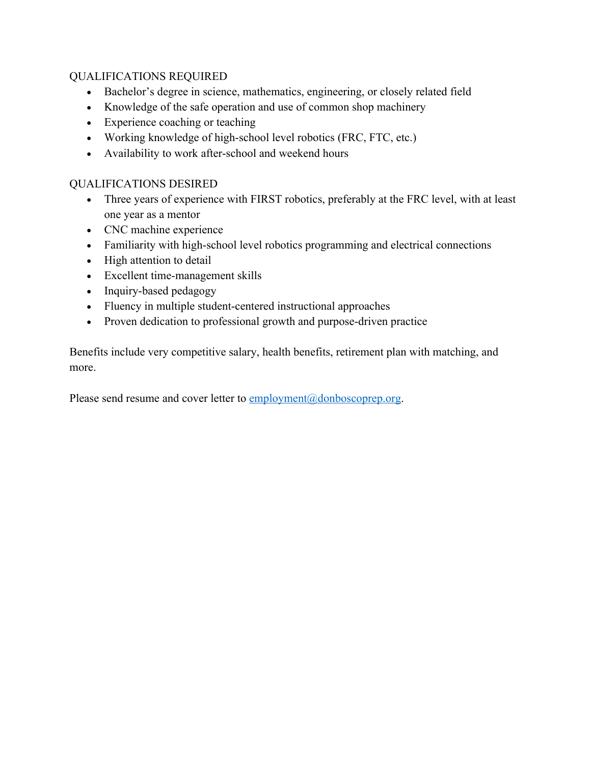QUALIFICATIONS REQUIRED

- Bachelor's degree in science, mathematics, engineering, or closely related field
- Knowledge of the safe operation and use of common shop machinery
- Experience coaching or teaching
- Working knowledge of high-school level robotics (FRC, FTC, etc.)
- Availability to work after-school and weekend hours

QUALIFICATIONS DESIRED

- Three years of experience with FIRST robotics, preferably at the FRC level, with at least one year as a mentor
- CNC machine experience
- Familiarity with high-school level robotics programming and electrical connections
- High attention to detail
- Excellent time-management skills
- Inquiry-based pedagogy
- Fluency in multiple student-centered instructional approaches
- Proven dedication to professional growth and purpose-driven practice

Benefits include very competitive salary, health benefits, retirement plan with matching, and more.

Please send resume and cover letter to employment@donboscoprep.org.